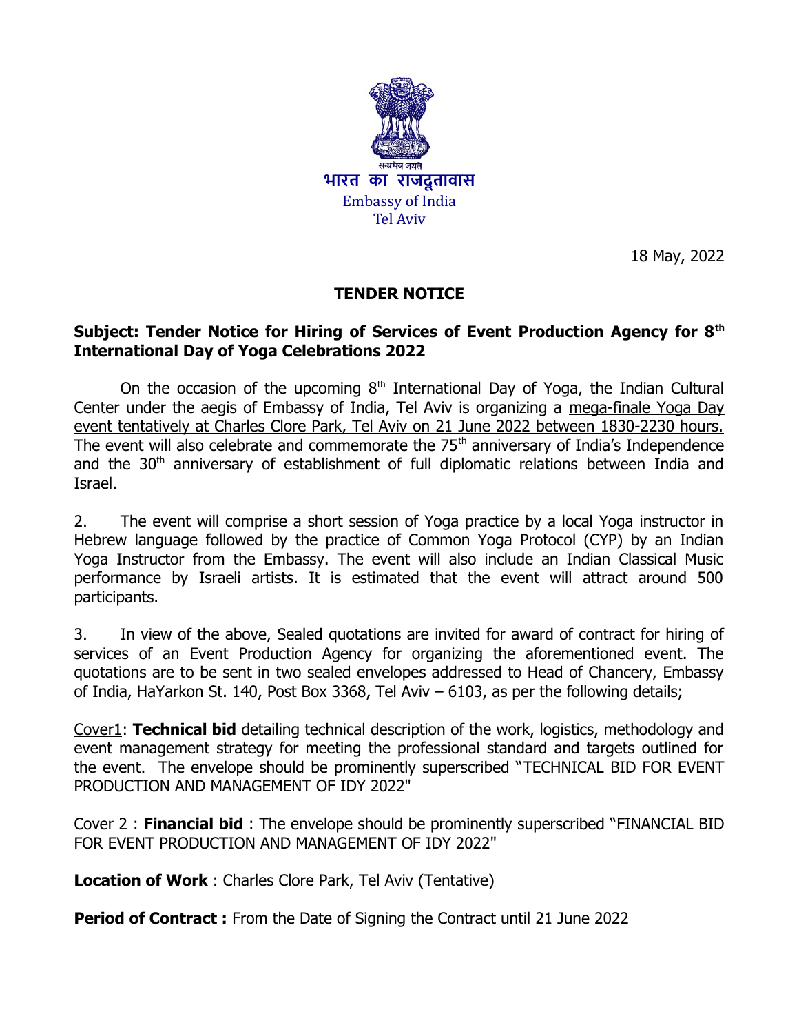सत्यमेव जयते

भारत का राजदूतावास

Embassy of India

Tel Aviv

18 May, 2022

# TENDER NOTICE

**Subject: Tender Notice for Hiring of Services of Event Production Agency for 8th International Day of Yoga Celebrations 2022**

On the occasion of the upcoming 8th International Day of Yoga, the Indian Cultural Center under the aegis of Embassy of India, Tel Aviv is organizing a mega-finale Yoga Day event tentatively at Charles Clore Park, Tel Aviv on 21 June 2022 between 1830-2230 hours. The event will also celebrate and commemorate the 75th anniversary of India's Independence and the 30th anniversary of establishment of full diplomatic relations between India and Israel.

2. The event will comprise a short session of Yoga practice by a local Yoga instructor in Hebrew language followed by the practice of Common Yoga Protocol (CYP) by an Indian Yoga Instructor from the Embassy. The event will also include an Indian Classical Music performance by Israeli artists. It is estimated that the event will attract around 500 participants.

3. In view of the above, Sealed quotations are invited for award of contract for hiring of services of an Event Production Agency for organizing the aforementioned event. The quotations are to be sent in two sealed envelopes addressed to Head of Chancery, Embassy of India, HaYarkon St. 140, Post Box 3368, Tel Aviv – 6103, as per the following details;

Cover1: **Technical bid** detailing technical description of the work, logistics, methodology and event management strategy for meeting the professional standard and targets outlined for the event. The envelope should be prominently superscribed "TECHNICAL BID FOR EVENT PRODUCTION AND MANAGEMENT OF IDY 2022"

Cover 2 : **Financial bid** : The envelope should be prominently superscribed "FINANCIAL BID FOR EVENT PRODUCTION AND MANAGEMENT OF IDY 2022"

**Location of Work** : Charles Clore Park, Tel Aviv (Tentative)

**Period of Contract :** From the Date of Signing the Contract until 21 June 2022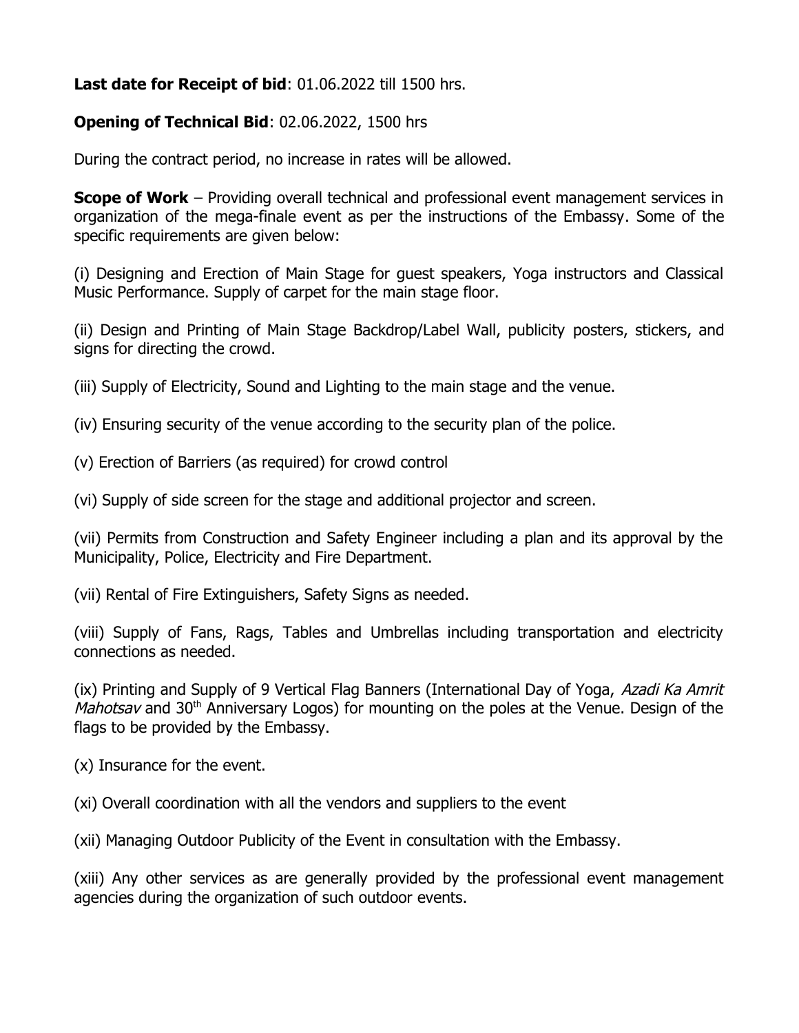**Last date for Receipt of bid**: 01.06.2022 till 1500 hrs.

**Opening of Technical Bid**: 02.06.2022, 1500 hrs

During the contract period, no increase in rates will be allowed.

**Scope of Work** – Providing overall technical and professional event management services in organization of the mega-finale event as per the instructions of the Embassy. Some of the specific requirements are given below:

(i) Designing and Erection of Main Stage for guest speakers, Yoga instructors and Classical Music Performance. Supply of carpet for the main stage floor.

(ii) Design and Printing of Main Stage Backdrop/Label Wall, publicity posters, stickers, and signs for directing the crowd.

(iii) Supply of Electricity, Sound and Lighting to the main stage and the venue.

(iv) Ensuring security of the venue according to the security plan of the police.

(v) Erection of Barriers (as required) for crowd control

(vi) Supply of side screen for the stage and additional projector and screen.

(vii) Permits from Construction and Safety Engineer including a plan and its approval by the Municipality, Police, Electricity and Fire Department.

(vii) Rental of Fire Extinguishers, Safety Signs as needed.

(viii) Supply of Fans, Rags, Tables and Umbrellas including transportation and electricity connections as needed.

(ix) Printing and Supply of 9 Vertical Flag Banners (International Day of Yoga, *Azadi Ka Amrit Mahotsav* and 30th Anniversary Logos) for mounting on the poles at the Venue. Design of the flags to be provided by the Embassy.

(x) Insurance for the event.

(xi) Overall coordination with all the vendors and suppliers to the event

(xii) Managing Outdoor Publicity of the Event in consultation with the Embassy.

(xiii) Any other services as are generally provided by the professional event management agencies during the organization of such outdoor events.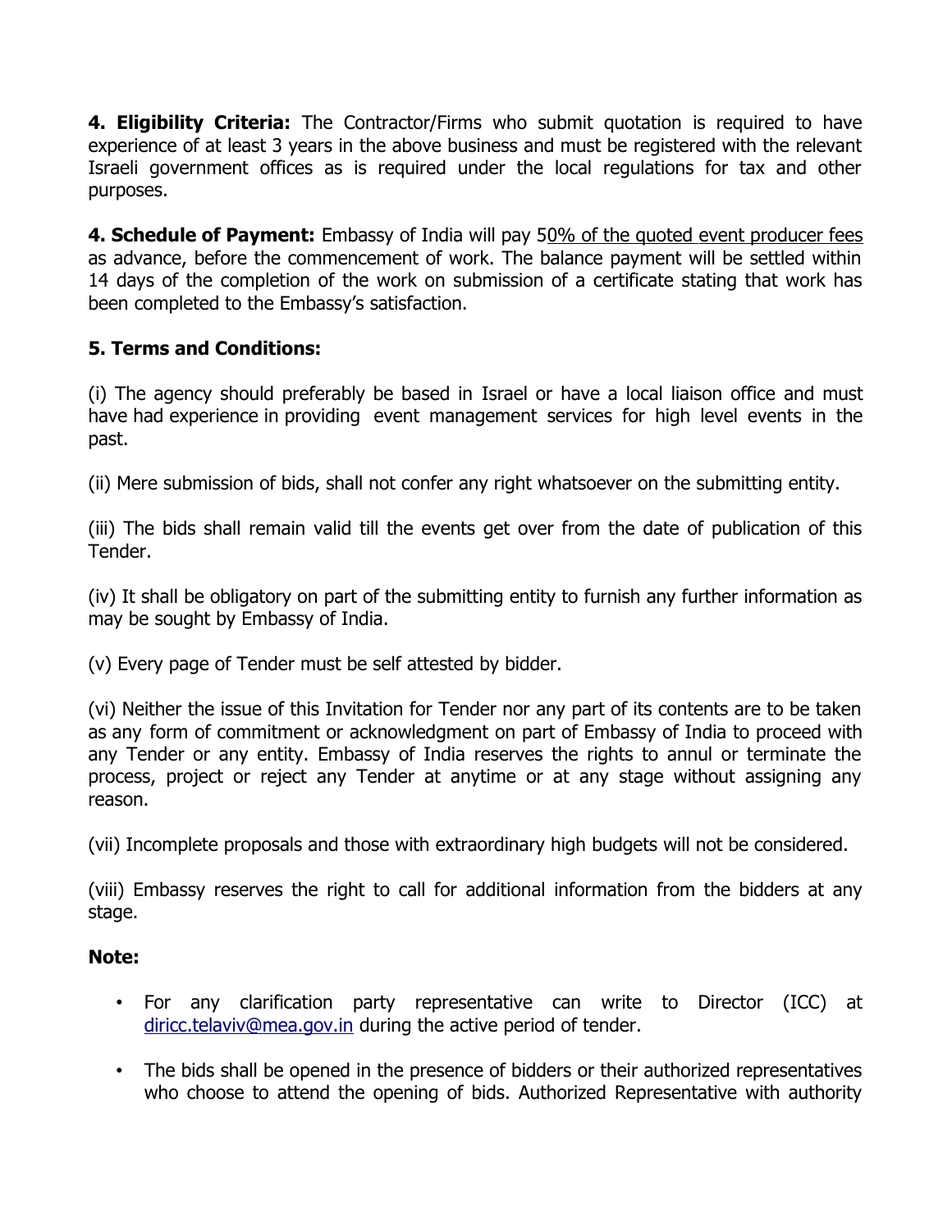**4. Eligibility Criteria:** The Contractor/Firms who submit quotation is required to have experience of at least 3 years in the above business and must be registered with the relevant Israeli government offices as is required under the local regulations for tax and other purposes.

**4. Schedule of Payment:** Embassy of India will pay 50% of the quoted event producer fees as advance, before the commencement of work. The balance payment will be settled within 14 days of the completion of the work on submission of a certificate stating that work has been completed to the Embassy's satisfaction.

**5. Terms and Conditions:**

(i) The agency should preferably be based in Israel or have a local liaison office and must have had experience in providing event management services for high level events in the past.

(ii) Mere submission of bids, shall not confer any right whatsoever on the submitting entity.

(iii) The bids shall remain valid till the events get over from the date of publication of this Tender.

(iv) It shall be obligatory on part of the submitting entity to furnish any further information as may be sought by Embassy of India.

(v) Every page of Tender must be self attested by bidder.

(vi) Neither the issue of this Invitation for Tender nor any part of its contents are to be taken as any form of commitment or acknowledgment on part of Embassy of India to proceed with any Tender or any entity. Embassy of India reserves the rights to annul or terminate the process, project or reject any Tender at anytime or at any stage without assigning any reason.

(vii) Incomplete proposals and those with extraordinary high budgets will not be considered.

(viii) Embassy reserves the right to call for additional information from the bidders at any stage.

**Note:**

- For any clarification party representative can write to Director (ICC) at diricc.telaviv@mea.gov.in during the active period of tender.
- The bids shall be opened in the presence of bidders or their authorized representatives who choose to attend the opening of bids. Authorized Representative with authority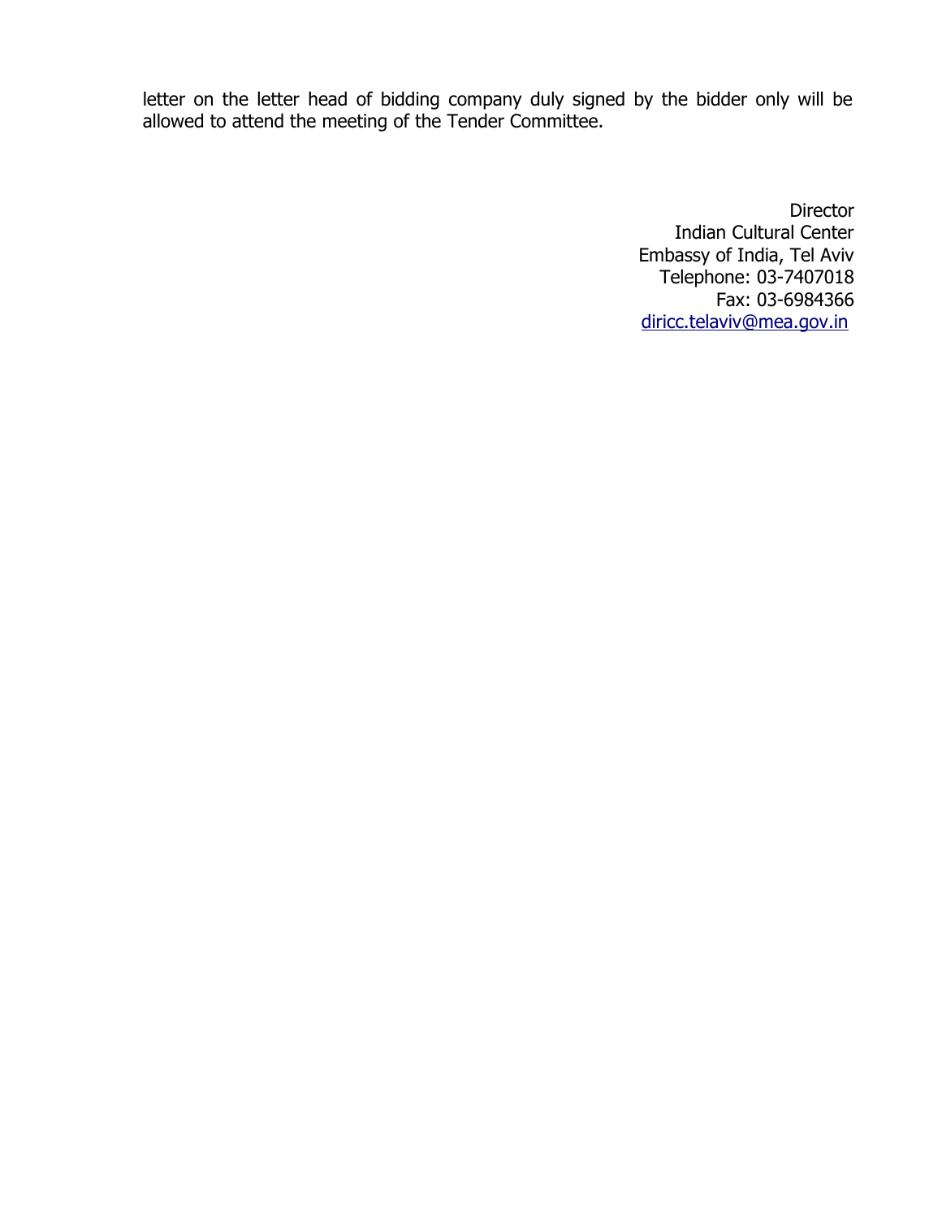letter on the letter head of bidding company duly signed by the bidder only will be allowed to attend the meeting of the Tender Committee.

Director
Indian Cultural Center
Embassy of India, Tel Aviv
Telephone: 03-7407018
Fax: 03-6984366
diricc.telaviv@mea.gov.in